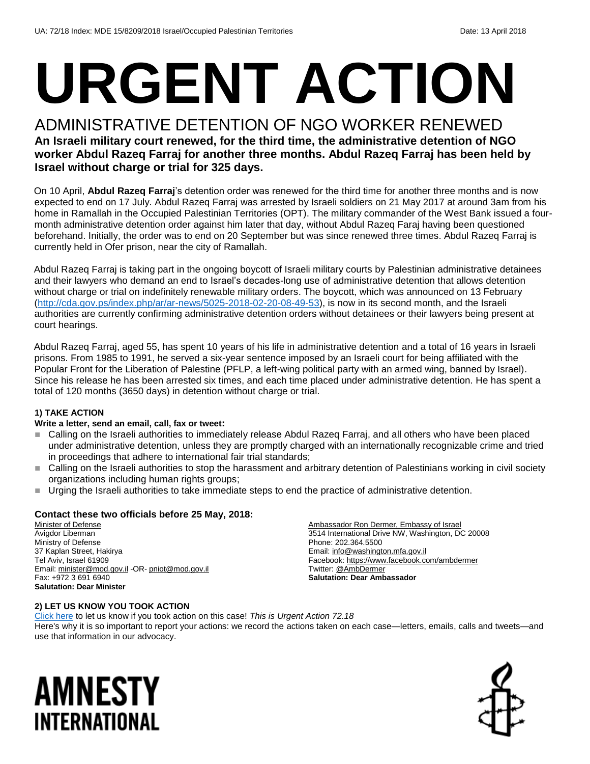UA: 72/18 Index: MDE 15/8209/2018 Israel/Occupied Palestinian Territories Date: 13 April 2018

# URGENT ACTION

## ADMINISTRATIVE DETENTION OF NGO WORKER RENEWED

**An Israeli military court renewed, for the third time, the administrative detention of NGO worker Abdul Razeq Farraj for another three months. Abdul Razeq Farraj has been held by Israel without charge or trial for 325 days.**

On 10 April, **Abdul Razeq Farraj**'s detention order was renewed for the third time for another three months and is now expected to end on 17 July. Abdul Razeq Farraj was arrested by Israeli soldiers on 21 May 2017 at around 3am from his home in Ramallah in the Occupied Palestinian Territories (OPT). The military commander of the West Bank issued a four-month administrative detention order against him later that day, without Abdul Razeq Faraj having been questioned beforehand. Initially, the order was to end on 20 September but was since renewed three times. Abdul Razeq Farraj is currently held in Ofer prison, near the city of Ramallah.

Abdul Razeq Farraj is taking part in the ongoing boycott of Israeli military courts by Palestinian administrative detainees and their lawyers who demand an end to Israel's decades-long use of administrative detention that allows detention without charge or trial on indefinitely renewable military orders. The boycott, which was announced on 13 February (http://cda.gov.ps/index.php/ar/ar-news/5025-2018-02-20-08-49-53), is now in its second month, and the Israeli authorities are currently confirming administrative detention orders without detainees or their lawyers being present at court hearings.

Abdul Razeq Farraj, aged 55, has spent 10 years of his life in administrative detention and a total of 16 years in Israeli prisons. From 1985 to 1991, he served a six-year sentence imposed by an Israeli court for being affiliated with the Popular Front for the Liberation of Palestine (PFLP, a left-wing political party with an armed wing, banned by Israel). Since his release he has been arrested six times, and each time placed under administrative detention. He has spent a total of 120 months (3650 days) in detention without charge or trial.

#### 1) TAKE ACTION

**Write a letter, send an email, call, fax or tweet:**

- Calling on the Israeli authorities to immediately release Abdul Razeq Farraj, and all others who have been placed under administrative detention, unless they are promptly charged with an internationally recognizable crime and tried in proceedings that adhere to international fair trial standards;
- Calling on the Israeli authorities to stop the harassment and arbitrary detention of Palestinians working in civil society organizations including human rights groups;
- Urging the Israeli authorities to take immediate steps to end the practice of administrative detention.

### Contact these two officials before 25 May, 2018:

Minister of Defense
Avigdor Liberman
Ministry of Defense
37 Kaplan Street, Hakirya
Tel Aviv, Israel 61909
Email: minister@mod.gov.il -OR- pniot@mod.gov.il
Fax: +972 3 691 6940
**Salutation: Dear Minister**

Ambassador Ron Dermer, Embassy of Israel
3514 International Drive NW, Washington, DC 20008
Phone: 202.364.5500
Email: info@washington.mfa.gov.il
Facebook: https://www.facebook.com/ambdermer
Twitter: @AmbDermer
**Salutation: Dear Ambassador**

#### 2) LET US KNOW YOU TOOK ACTION

Click here to let us know if you took action on this case! *This is Urgent Action 72.18*
Here's why it is so important to report your actions: we record the actions taken on each case—letters, emails, calls and tweets—and use that information in our advocacy.

AMNESTY INTERNATIONAL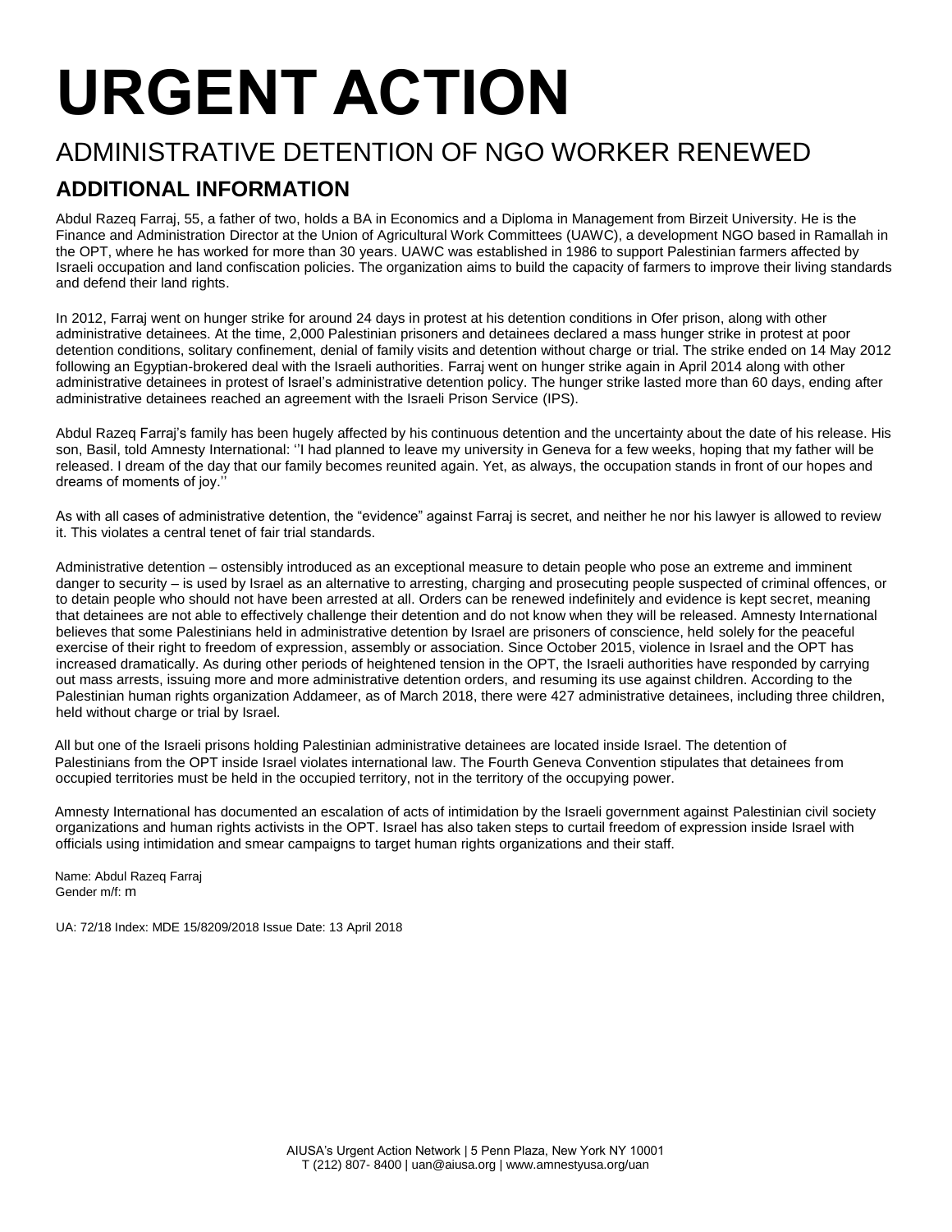# URGENT ACTION

## ADMINISTRATIVE DETENTION OF NGO WORKER RENEWED

### ADDITIONAL INFORMATION

Abdul Razeq Farraj, 55, a father of two, holds a BA in Economics and a Diploma in Management from Birzeit University. He is the Finance and Administration Director at the Union of Agricultural Work Committees (UAWC), a development NGO based in Ramallah in the OPT, where he has worked for more than 30 years. UAWC was established in 1986 to support Palestinian farmers affected by Israeli occupation and land confiscation policies. The organization aims to build the capacity of farmers to improve their living standards and defend their land rights.

In 2012, Farraj went on hunger strike for around 24 days in protest at his detention conditions in Ofer prison, along with other administrative detainees. At the time, 2,000 Palestinian prisoners and detainees declared a mass hunger strike in protest at poor detention conditions, solitary confinement, denial of family visits and detention without charge or trial. The strike ended on 14 May 2012 following an Egyptian-brokered deal with the Israeli authorities. Farraj went on hunger strike again in April 2014 along with other administrative detainees in protest of Israel's administrative detention policy. The hunger strike lasted more than 60 days, ending after administrative detainees reached an agreement with the Israeli Prison Service (IPS).

Abdul Razeq Farraj's family has been hugely affected by his continuous detention and the uncertainty about the date of his release. His son, Basil, told Amnesty International: ''I had planned to leave my university in Geneva for a few weeks, hoping that my father will be released. I dream of the day that our family becomes reunited again. Yet, as always, the occupation stands in front of our hopes and dreams of moments of joy.''

As with all cases of administrative detention, the "evidence" against Farraj is secret, and neither he nor his lawyer is allowed to review it. This violates a central tenet of fair trial standards.

Administrative detention – ostensibly introduced as an exceptional measure to detain people who pose an extreme and imminent danger to security – is used by Israel as an alternative to arresting, charging and prosecuting people suspected of criminal offences, or to detain people who should not have been arrested at all. Orders can be renewed indefinitely and evidence is kept secret, meaning that detainees are not able to effectively challenge their detention and do not know when they will be released. Amnesty International believes that some Palestinians held in administrative detention by Israel are prisoners of conscience, held solely for the peaceful exercise of their right to freedom of expression, assembly or association. Since October 2015, violence in Israel and the OPT has increased dramatically. As during other periods of heightened tension in the OPT, the Israeli authorities have responded by carrying out mass arrests, issuing more and more administrative detention orders, and resuming its use against children. According to the Palestinian human rights organization Addameer, as of March 2018, there were 427 administrative detainees, including three children, held without charge or trial by Israel.

All but one of the Israeli prisons holding Palestinian administrative detainees are located inside Israel. The detention of Palestinians from the OPT inside Israel violates international law. The Fourth Geneva Convention stipulates that detainees from occupied territories must be held in the occupied territory, not in the territory of the occupying power.

Amnesty International has documented an escalation of acts of intimidation by the Israeli government against Palestinian civil society organizations and human rights activists in the OPT. Israel has also taken steps to curtail freedom of expression inside Israel with officials using intimidation and smear campaigns to target human rights organizations and their staff.

Name: Abdul Razeq Farraj
Gender m/f: m

UA: 72/18 Index: MDE 15/8209/2018 Issue Date: 13 April 2018

AIUSA's Urgent Action Network | 5 Penn Plaza, New York NY 10001
T (212) 807- 8400 | uan@aiusa.org | www.amnestyusa.org/uan